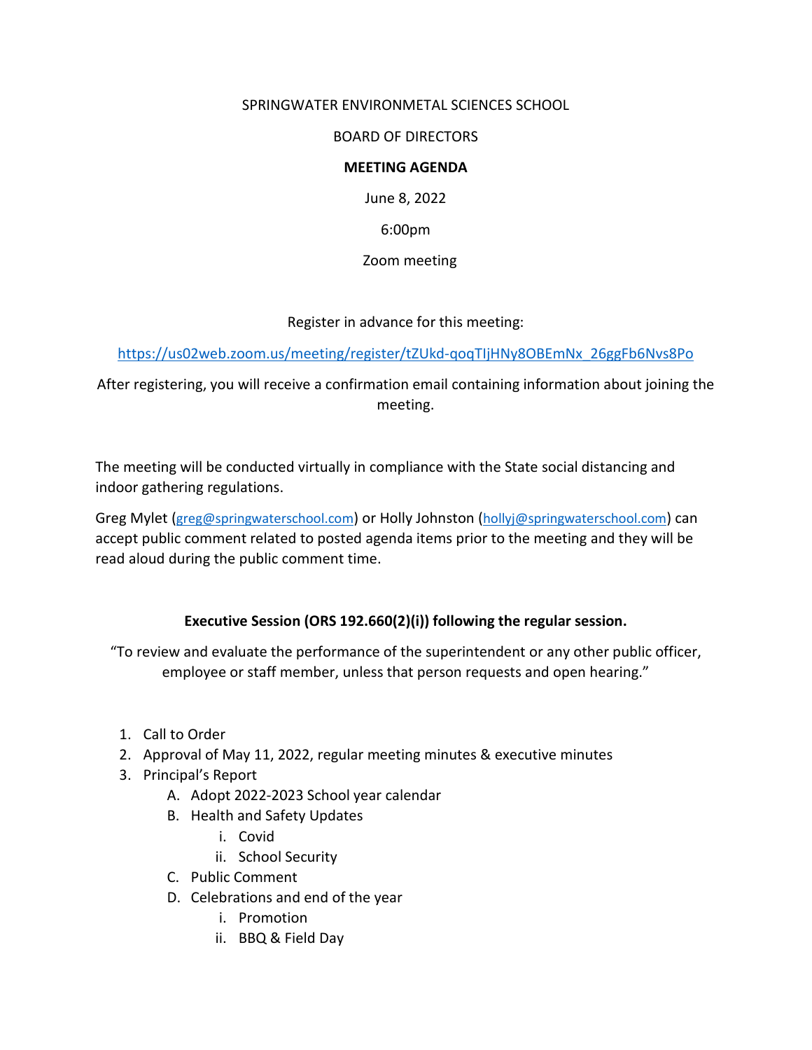SPRINGWATER ENVIRONMETAL SCIENCES SCHOOL

BOARD OF DIRECTORS

**MEETING AGENDA**

June 8, 2022

6:00pm

Zoom meeting

Register in advance for this meeting:

https://us02web.zoom.us/meeting/register/tZUkd-qoqTIjHNy8OBEmNx_26ggFb6Nvs8Po

After registering, you will receive a confirmation email containing information about joining the meeting.

The meeting will be conducted virtually in compliance with the State social distancing and indoor gathering regulations.

Greg Mylet (greg@springwaterschool.com) or Holly Johnston (hollyj@springwaterschool.com) can accept public comment related to posted agenda items prior to the meeting and they will be read aloud during the public comment time.

**Executive Session (ORS 192.660(2)(i)) following the regular session.**

"To review and evaluate the performance of the superintendent or any other public officer, employee or staff member, unless that person requests and open hearing."

1. Call to Order
2. Approval of May 11, 2022, regular meeting minutes & executive minutes
3. Principal's Report
   A. Adopt 2022-2023 School year calendar
   B. Health and Safety Updates
      i. Covid
      ii. School Security
   C. Public Comment
   D. Celebrations and end of the year
      i. Promotion
      ii. BBQ & Field Day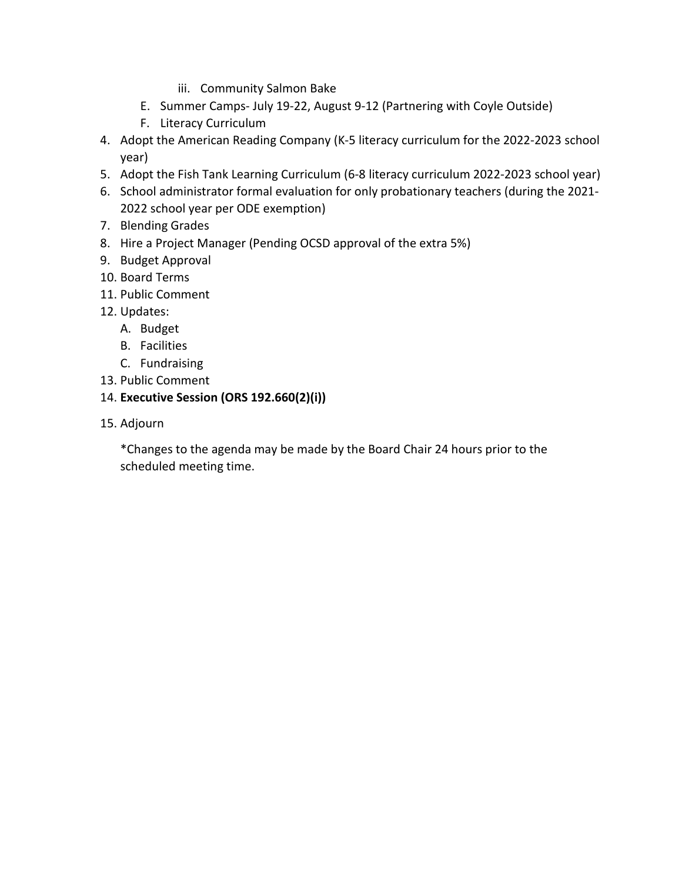iii. Community Salmon Bake

   E. Summer Camps- July 19-22, August 9-12 (Partnering with Coyle Outside)
   F. Literacy Curriculum

4. Adopt the American Reading Company (K-5 literacy curriculum for the 2022-2023 school year)
5. Adopt the Fish Tank Learning Curriculum (6-8 literacy curriculum 2022-2023 school year)
6. School administrator formal evaluation for only probationary teachers (during the 2021-2022 school year per ODE exemption)
7. Blending Grades
8. Hire a Project Manager (Pending OCSD approval of the extra 5%)
9. Budget Approval
10. Board Terms
11. Public Comment
12. Updates:
    A. Budget
    B. Facilities
    C. Fundraising
13. Public Comment
14. **Executive Session (ORS 192.660(2)(i))**
15. Adjourn

*Changes to the agenda may be made by the Board Chair 24 hours prior to the scheduled meeting time.